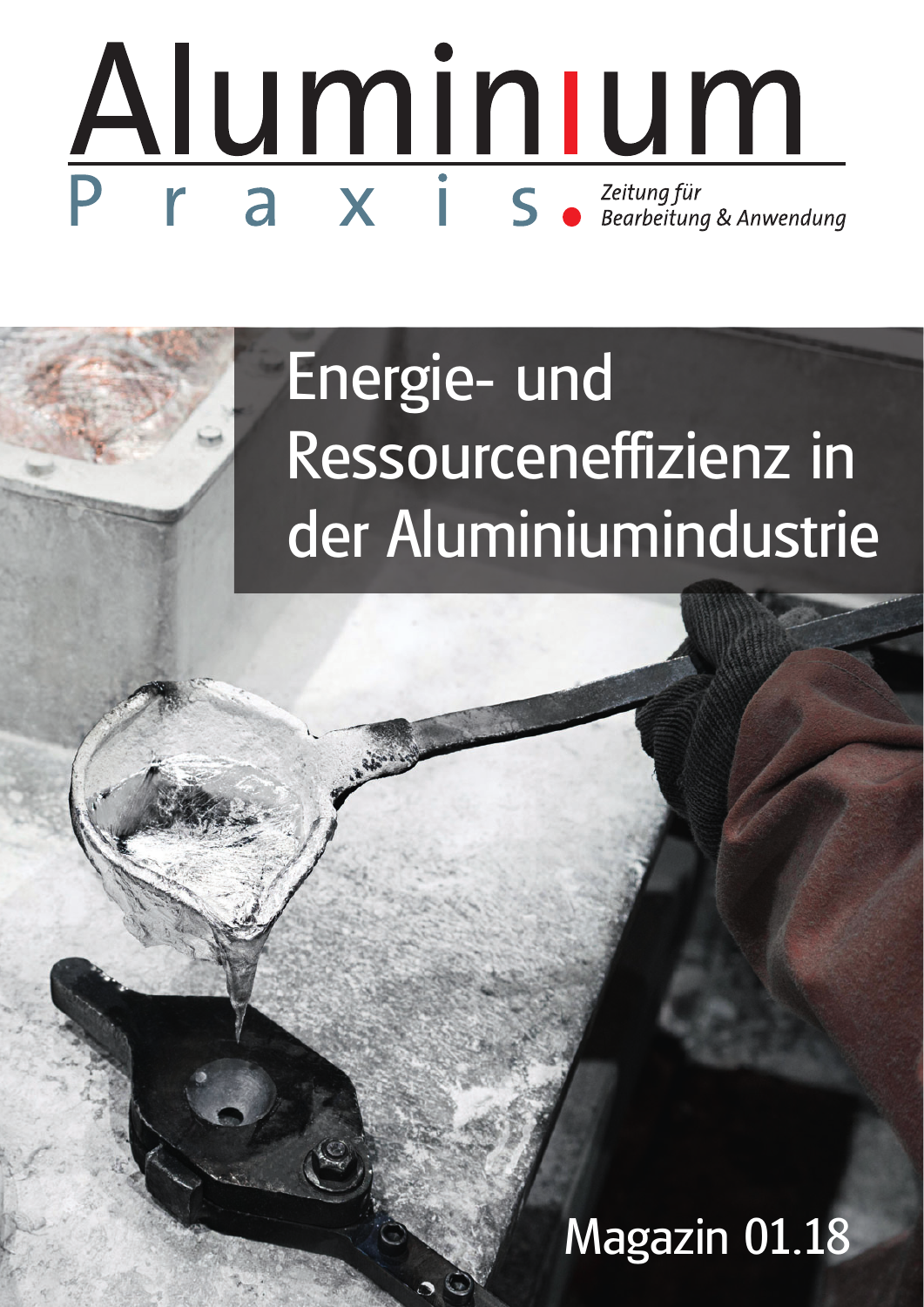# Aluminium Praxis

*Zeitung für Bearbeitung & Anwendung*

## Energie- und Ressourceneffizienz in der Aluminiumindustrie

Magazin 01.18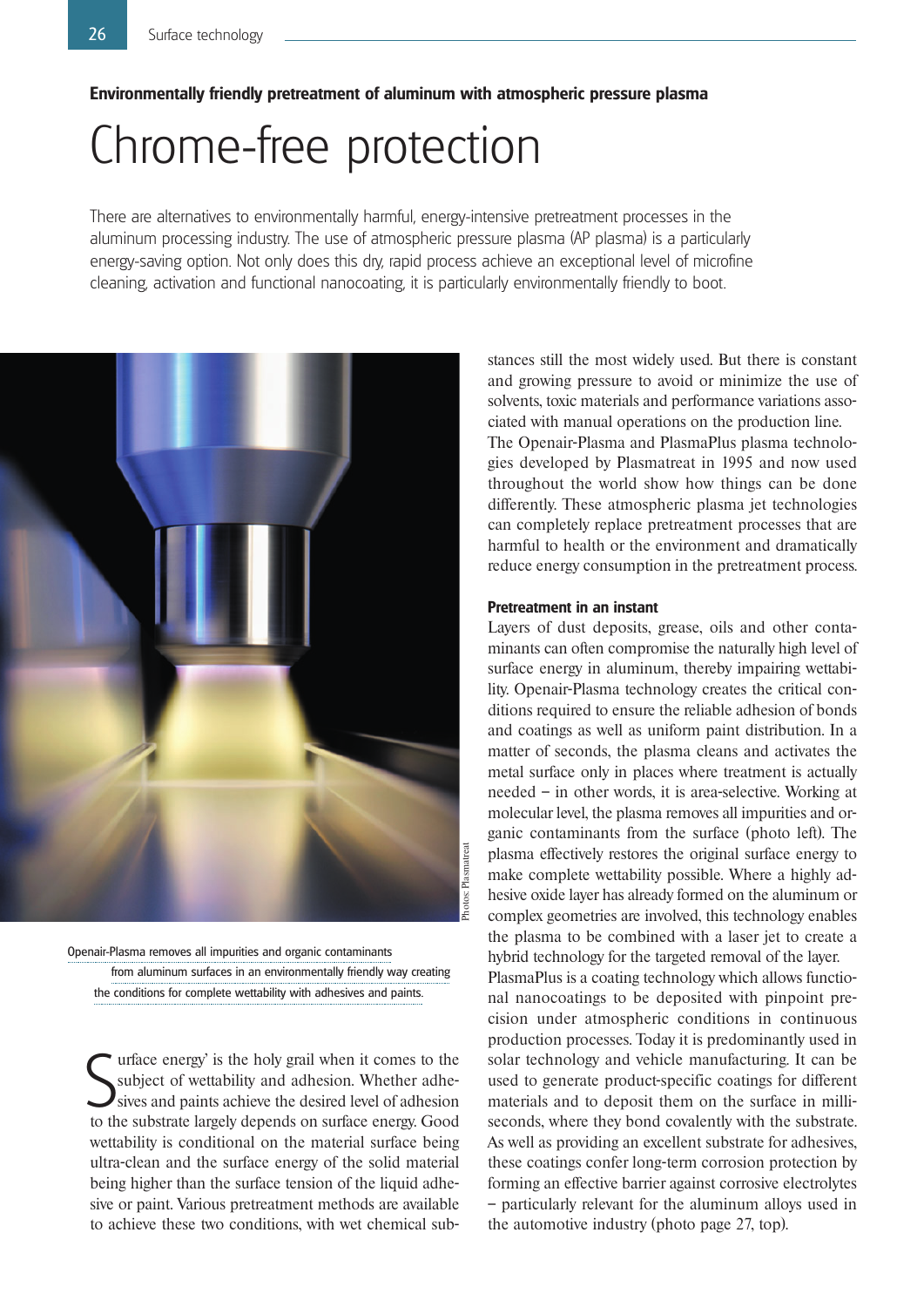**Environmentally friendly pretreatment of aluminum with atmospheric pressure plasma**

# Chrome-free protection

There are alternatives to environmentally harmful, energy-intensive pretreatment processes in the aluminum processing industry. The use of atmospheric pressure plasma (AP plasma) is a particularly energy-saving option. Not only does this dry, rapid process achieve an exceptional level of microfine cleaning, activation and functional nanocoating, it is particularly environmentally friendly to boot.

Photos: Plasmatreat

Openair-Plasma removes all impurities and organic contaminants from aluminum surfaces in an environmentally friendly way creating the conditions for complete wettability with adhesives and paints.

'Surface energy' is the holy grail when it comes to the subject of wettability and adhesion. Whether adhesives and paints achieve the desired level of adhesion to the substrate largely depends on surface energy. Good wettability is conditional on the material surface being ultra-clean and the surface energy of the solid material being higher than the surface tension of the liquid adhesive or paint. Various pretreatment methods are available to achieve these two conditions, with wet chemical substances still the most widely used. But there is constant and growing pressure to avoid or minimize the use of solvents, toxic materials and performance variations associated with manual operations on the production line.

The Openair-Plasma and PlasmaPlus plasma technologies developed by Plasmatreat in 1995 and now used throughout the world show how things can be done differently. These atmospheric plasma jet technologies can completely replace pretreatment processes that are harmful to health or the environment and dramatically reduce energy consumption in the pretreatment process.

### Pretreatment in an instant

Layers of dust deposits, grease, oils and other contaminants can often compromise the naturally high level of surface energy in aluminum, thereby impairing wettability. Openair-Plasma technology creates the critical conditions required to ensure the reliable adhesion of bonds and coatings as well as uniform paint distribution. In a matter of seconds, the plasma cleans and activates the metal surface only in places where treatment is actually needed – in other words, it is area-selective. Working at molecular level, the plasma removes all impurities and organic contaminants from the surface (photo left). The plasma effectively restores the original surface energy to make complete wettability possible. Where a highly adhesive oxide layer has already formed on the aluminum or complex geometries are involved, this technology enables the plasma to be combined with a laser jet to create a hybrid technology for the targeted removal of the layer.

PlasmaPlus is a coating technology which allows functional nanocoatings to be deposited with pinpoint precision under atmospheric conditions in continuous production processes. Today it is predominantly used in solar technology and vehicle manufacturing. It can be used to generate product-specific coatings for different materials and to deposit them on the surface in milliseconds, where they bond covalently with the substrate. As well as providing an excellent substrate for adhesives, these coatings confer long-term corrosion protection by forming an effective barrier against corrosive electrolytes – particularly relevant for the aluminum alloys used in the automotive industry (photo page 27, top).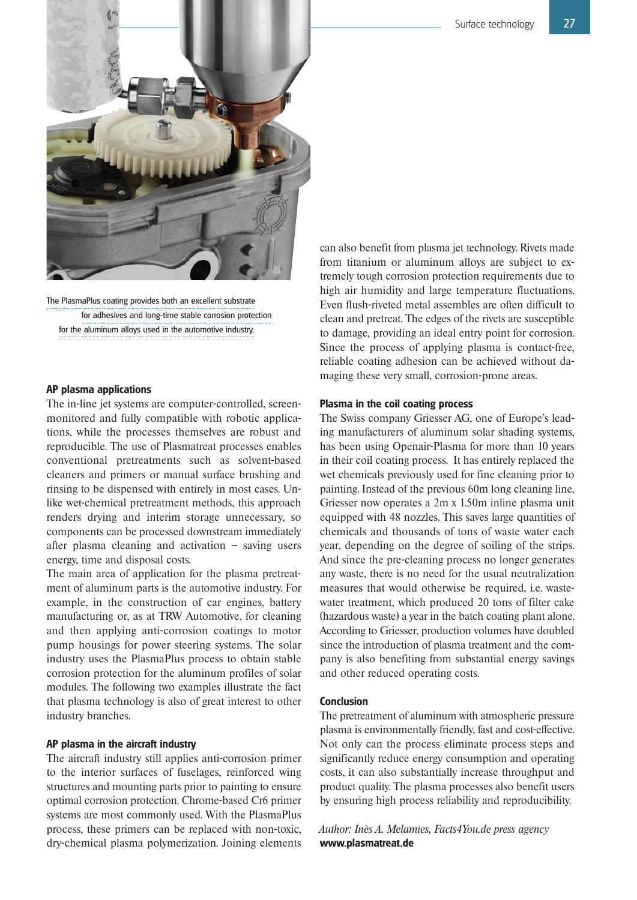The PlasmaPlus coating provides both an excellent substrate for adhesives and long-time stable corrosion protection for the aluminum alloys used in the automotive industry.

### AP plasma applications

The in-line jet systems are computer-controlled, screen-monitored and fully compatible with robotic applications, while the processes themselves are robust and reproducible. The use of Plasmatreat processes enables conventional pretreatments such as solvent-based cleaners and primers or manual surface brushing and rinsing to be dispensed with entirely in most cases. Unlike wet-chemical pretreatment methods, this approach renders drying and interim storage unnecessary, so components can be processed downstream immediately after plasma cleaning and activation – saving users energy, time and disposal costs.
The main area of application for the plasma pretreatment of aluminum parts is the automotive industry. For example, in the construction of car engines, battery manufacturing or, as at TRW Automotive, for cleaning and then applying anti-corrosion coatings to motor pump housings for power steering systems. The solar industry uses the PlasmaPlus process to obtain stable corrosion protection for the aluminum profiles of solar modules. The following two examples illustrate the fact that plasma technology is also of great interest to other industry branches.

### AP plasma in the aircraft industry

The aircraft industry still applies anti-corrosion primer to the interior surfaces of fuselages, reinforced wing structures and mounting parts prior to painting to ensure optimal corrosion protection. Chrome-based Cr6 primer systems are most commonly used. With the PlasmaPlus process, these primers can be replaced with non-toxic, dry-chemical plasma polymerization. Joining elements can also benefit from plasma jet technology. Rivets made from titanium or aluminum alloys are subject to extremely tough corrosion protection requirements due to high air humidity and large temperature fluctuations. Even flush-riveted metal assembles are often difficult to clean and pretreat. The edges of the rivets are susceptible to damage, providing an ideal entry point for corrosion. Since the process of applying plasma is contact-free, reliable coating adhesion can be achieved without damaging these very small, corrosion-prone areas.

### Plasma in the coil coating process

The Swiss company Griesser AG, one of Europe's leading manufacturers of aluminum solar shading systems, has been using Openair-Plasma for more than 10 years in their coil coating process. It has entirely replaced the wet chemicals previously used for fine cleaning prior to painting. Instead of the previous 60m long cleaning line, Griesser now operates a 2m x 1.50m inline plasma unit equipped with 48 nozzles. This saves large quantities of chemicals and thousands of tons of waste water each year, depending on the degree of soiling of the strips. And since the pre-cleaning process no longer generates any waste, there is no need for the usual neutralization measures that would otherwise be required, i.e. wastewater treatment, which produced 20 tons of filter cake (hazardous waste) a year in the batch coating plant alone. According to Griesser, production volumes have doubled since the introduction of plasma treatment and the company is also benefiting from substantial energy savings and other reduced operating costs.

### Conclusion

The pretreatment of aluminum with atmospheric pressure plasma is environmentally friendly, fast and cost-effective. Not only can the process eliminate process steps and significantly reduce energy consumption and operating costs, it can also substantially increase throughput and product quality. The plasma processes also benefit users by ensuring high process reliability and reproducibility.

*Author: Inès A. Melamies, Facts4You.de press agency*
**www.plasmatreat.de**